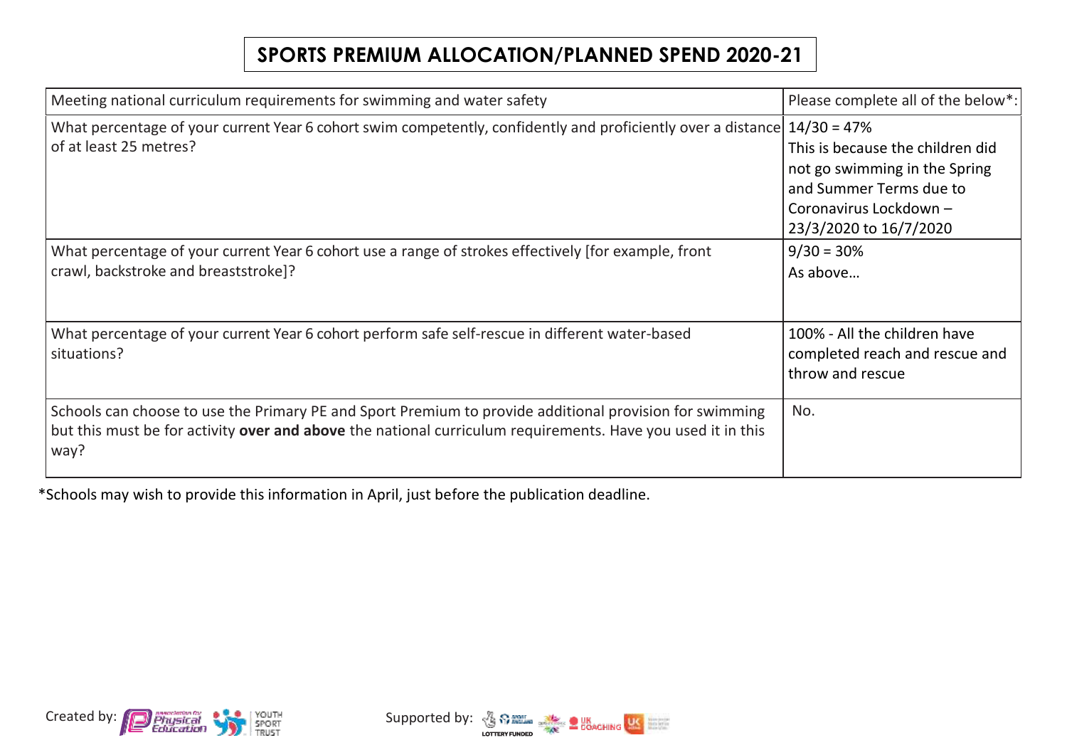# SPORTS PREMIUM ALLOCATION/PLANNED SPEND 2020-21

| Meeting national curriculum requirements for swimming and water safety | Please complete all of the below*: |
|---|---|
| What percentage of your current Year 6 cohort swim competently, confidently and proficiently over a distance of at least 25 metres? | 14/30 = 47%<br>This is because the children did not go swimming in the Spring and Summer Terms due to Coronavirus Lockdown – 23/3/2020 to 16/7/2020 |
| What percentage of your current Year 6 cohort use a range of strokes effectively [for example, front crawl, backstroke and breaststroke]? | 9/30 = 30%<br>As above… |
| What percentage of your current Year 6 cohort perform safe self-rescue in different water-based situations? | 100% - All the children have completed reach and rescue and throw and rescue |
| Schools can choose to use the Primary PE and Sport Premium to provide additional provision for swimming but this must be for activity **over and above** the national curriculum requirements. Have you used it in this way? | No. |

*Schools may wish to provide this information in April, just before the publication deadline.

Created by: association for Physical Education, Youth Sport Trust

Supported by: Sport England, Lottery Funded, UK Coaching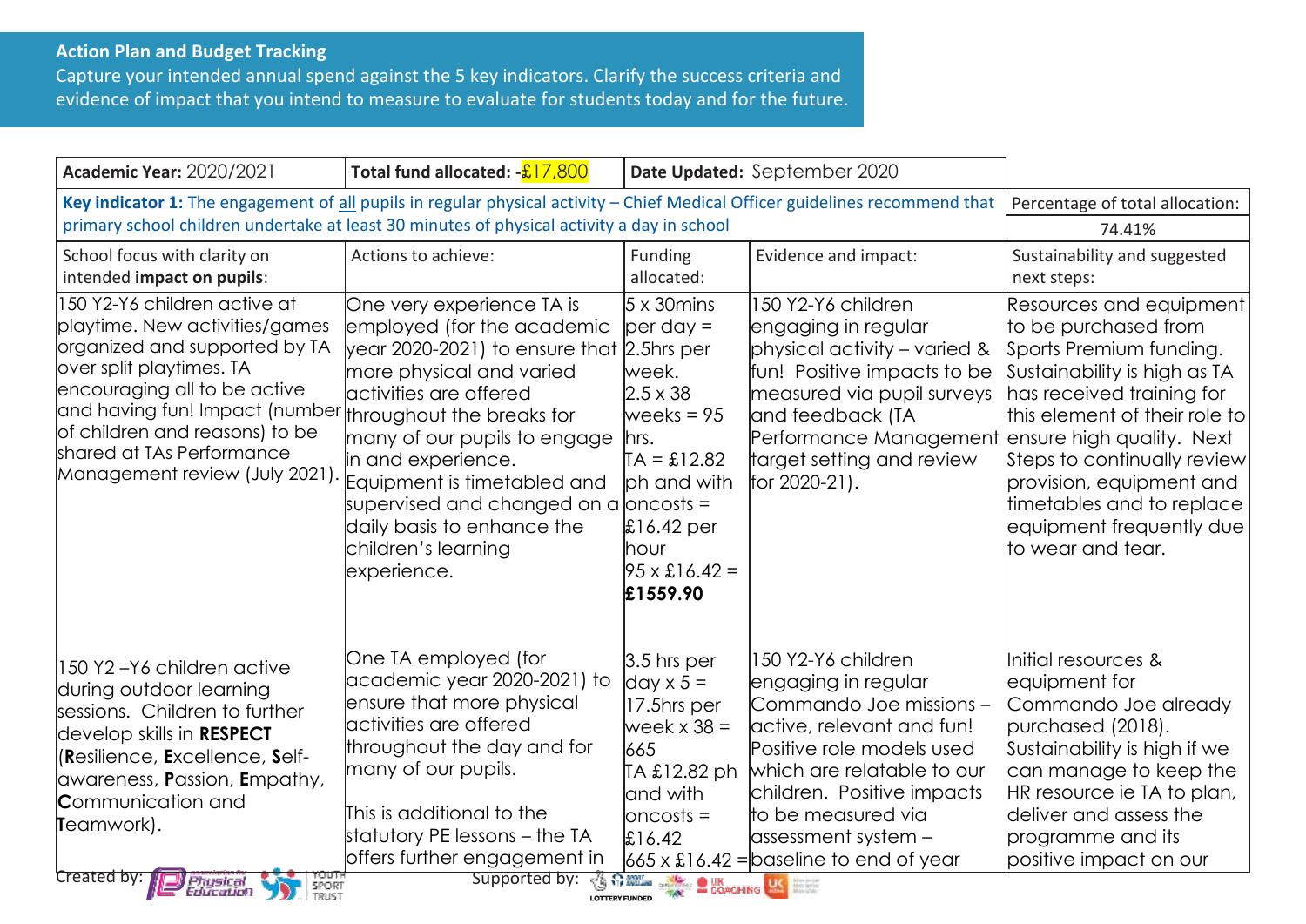## Action Plan and Budget Tracking

Capture your intended annual spend against the 5 key indicators. Clarify the success criteria and evidence of impact that you intend to measure to evaluate for students today and for the future.

| **Academic Year:** 2020/2021 | **Total fund allocated:** -£17,800 | **Date Updated:** September 2020 | | |
|---|---|---|---|---|
| **Key indicator 1:** The engagement of all pupils in regular physical activity – Chief Medical Officer guidelines recommend that primary school children undertake at least 30 minutes of physical activity a day in school | | | | Percentage of total allocation: 74.41% |
| School focus with clarity on intended **impact on pupils**: | Actions to achieve: | Funding allocated: | Evidence and impact: | Sustainability and suggested next steps: |
| 150 Y2-Y6 children active at playtime. New activities/games organized and supported by TA over split playtimes. TA encouraging all to be active and having fun! Impact (number of children and reasons) to be shared at TAs Performance Management review (July 2021). | One very experience TA is employed (for the academic year 2020-2021) to ensure that more physical and varied activities are offered throughout the breaks for many of our pupils to engage in and experience. Equipment is timetabled and supervised and changed on a daily basis to enhance the children's learning experience. | 5 x 30mins per day = 2.5hrs per week. 2.5 x 38 weeks = 95 hrs. TA = £12.82 ph and with oncosts = £16.42 per hour 95 x £16.42 = **£1559.90** | 150 Y2-Y6 children engaging in regular physical activity – varied & fun! Positive impacts to be measured via pupil surveys and feedback (TA Performance Management target setting and review for 2020-21). | Resources and equipment to be purchased from Sports Premium funding. Sustainability is high as TA has received training for this element of their role to ensure high quality. Next Steps to continually review provision, equipment and timetables and to replace equipment frequently due to wear and tear. |
| 150 Y2 –Y6 children active during outdoor learning sessions. Children to further develop skills in **RESPECT** (**R**esilience, **E**xcellence, **S**elf-awareness, **P**assion, **E**mpathy, **C**ommunication and **T**eamwork). | One TA employed (for academic year 2020-2021) to ensure that more physical activities are offered throughout the day and for many of our pupils. This is additional to the statutory PE lessons – the TA offers further engagement in | 3.5 hrs per day x 5 = 17.5hrs per week x 38 = 665 TA £12.82 ph and with oncosts = £16.42 665 x £16.42 = | 150 Y2-Y6 children engaging in regular Commando Joe missions – active, relevant and fun! Positive role models used which are relatable to our children. Positive impacts to be measured via assessment system – baseline to end of year | Initial resources & equipment for Commando Joe already purchased (2018). Sustainability is high if we can manage to keep the HR resource ie TA to plan, deliver and assess the programme and its positive impact on our |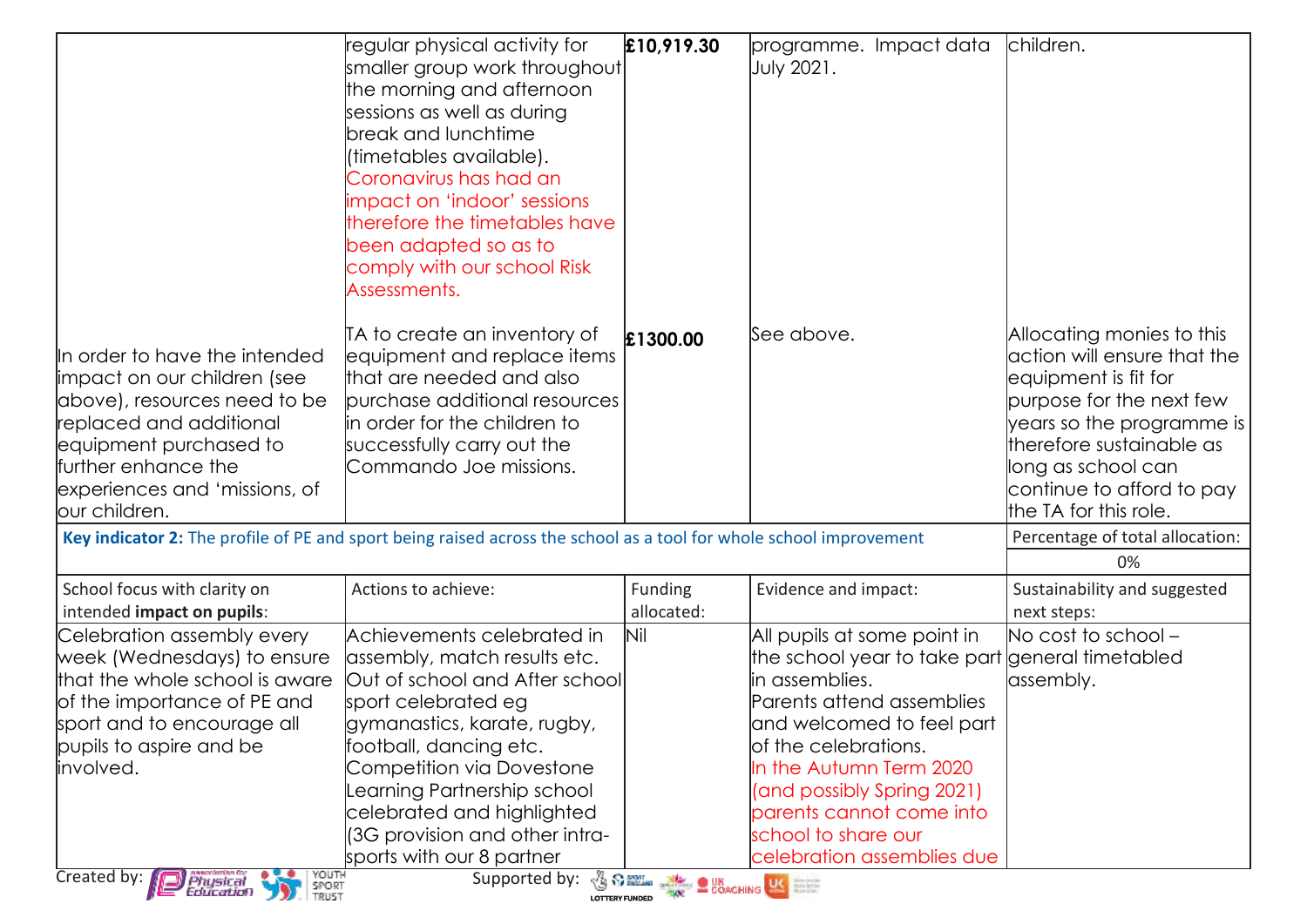| | | | | |
|---|---|---|---|---|
| | regular physical activity for smaller group work throughout the morning and afternoon sessions as well as during break and lunchtime (timetables available). Coronavirus has had an impact on 'indoor' sessions therefore the timetables have been adapted so as to comply with our school Risk Assessments. | **£10,919.30** | programme. Impact data July 2021. | children. |
| In order to have the intended impact on our children (see above), resources need to be replaced and additional equipment purchased to further enhance the experiences and 'missions, of our children. | TA to create an inventory of equipment and replace items that are needed and also purchase additional resources in order for the children to successfully carry out the Commando Joe missions. | **£1300.00** | See above. | Allocating monies to this action will ensure that the equipment is fit for purpose for the next few years so the programme is therefore sustainable as long as school can continue to afford to pay the TA for this role. |

| **Key indicator 2:** The profile of PE and sport being raised across the school as a tool for whole school improvement | | | | Percentage of total allocation: 0% |
|---|---|---|---|---|
| School focus with clarity on intended **impact on pupils**: | Actions to achieve: | Funding allocated: | Evidence and impact: | Sustainability and suggested next steps: |
| Celebration assembly every week (Wednesdays) to ensure that the whole school is aware of the importance of PE and sport and to encourage all pupils to aspire and be involved. | Achievements celebrated in assembly, match results etc. Out of school and After school sport celebrated eg gymanastics, karate, rugby, football, dancing etc. Competition via Dovestone Learning Partnership school celebrated and highlighted (3G provision and other intra-sports with our 8 partner | Nil | All pupils at some point in the school year to take part in assemblies. Parents attend assemblies and welcomed to feel part of the celebrations. In the Autumn Term 2020 (and possibly Spring 2021) parents cannot come into school to share our celebration assemblies due | No cost to school – general timetabled assembly. |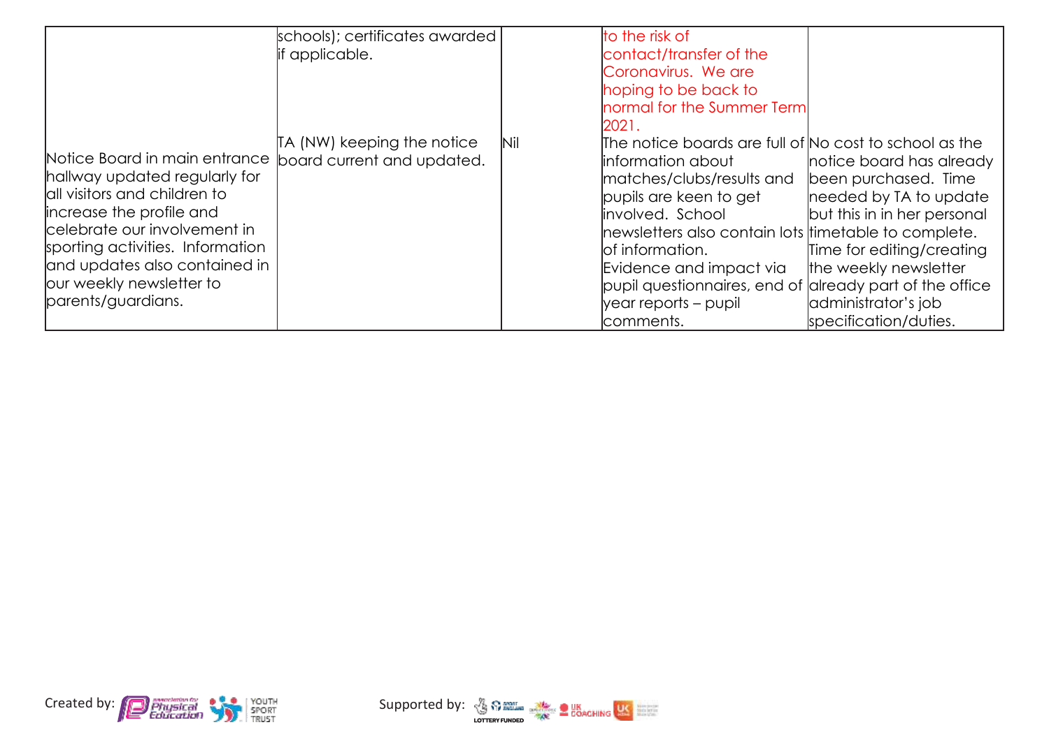| | | | | |
|---|---|---|---|---|
| | schools); certificates awarded if applicable. | | to the risk of contact/transfer of the Coronavirus. We are hoping to be back to normal for the Summer Term 2021. | |
| Notice Board in main entrance hallway updated regularly for all visitors and children to increase the profile and celebrate our involvement in sporting activities. Information and updates also contained in our weekly newsletter to parents/guardians. | TA (NW) keeping the notice board current and updated. | Nil | The notice boards are full of information about matches/clubs/results and pupils are keen to get involved. School newsletters also contain lots of information. Evidence and impact via pupil questionnaires, end of year reports – pupil comments. | No cost to school as the notice board has already been purchased. Time needed by TA to update but this in in her personal timetable to complete. Time for editing/creating the weekly newsletter already part of the office administrator's job specification/duties. |

Created by:

Supported by: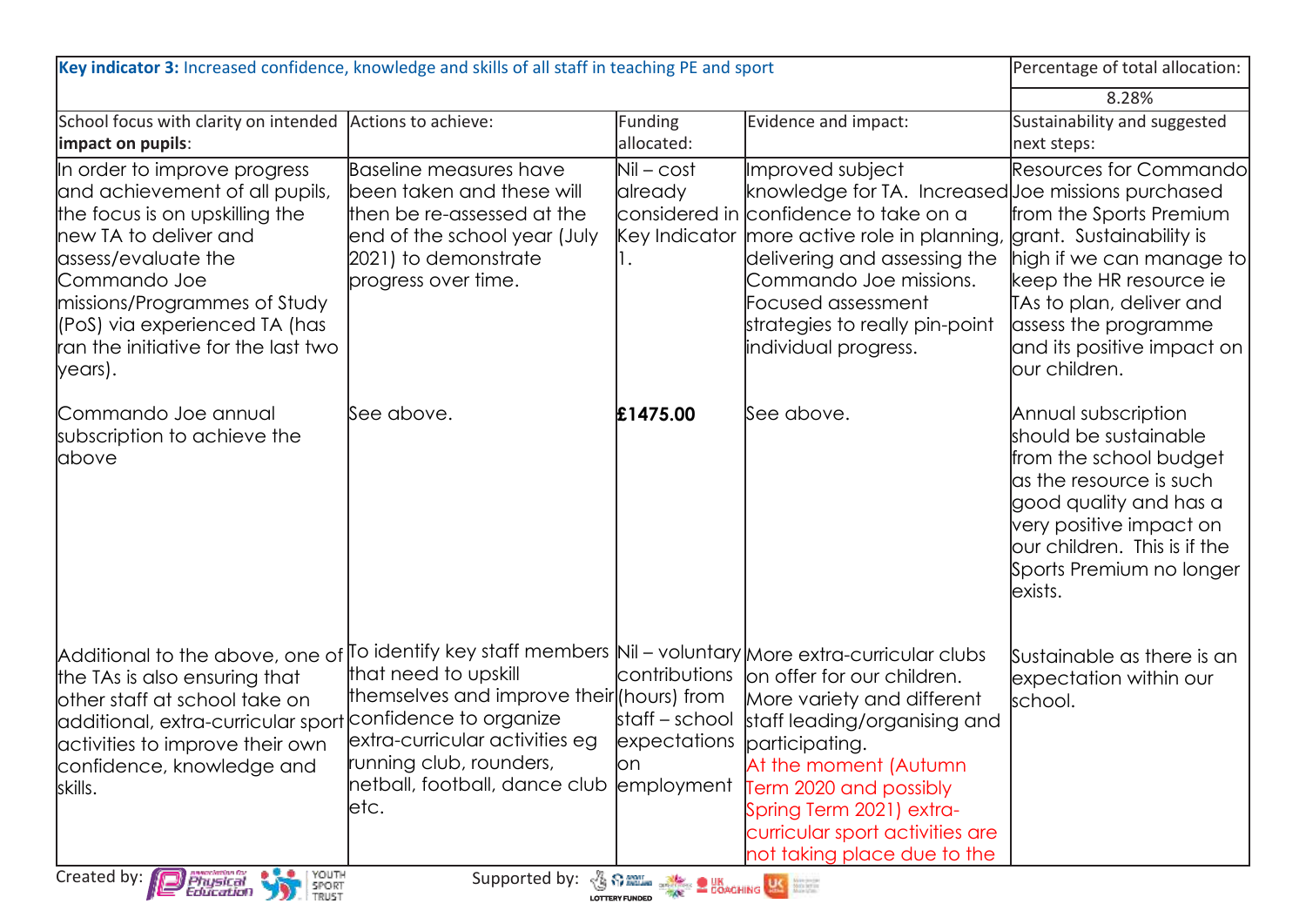| Key indicator 3: Increased confidence, knowledge and skills of all staff in teaching PE and sport | | | | Percentage of total allocation: |
|---|---|---|---|---|
| | | | | 8.28% |
| School focus with clarity on intended **impact on pupils**: | Actions to achieve: | Funding allocated: | Evidence and impact: | Sustainability and suggested next steps: |
| In order to improve progress and achievement of all pupils, the focus is on upskilling the new TA to deliver and assess/evaluate the Commando Joe missions/Programmes of Study (PoS) via experienced TA (has ran the initiative for the last two years). | Baseline measures have been taken and these will then be re-assessed at the end of the school year (July 2021) to demonstrate progress over time. | Nil – cost already considered in Key Indicator 1. | Improved subject knowledge for TA. Increased confidence to take on a more active role in planning, delivering and assessing the Commando Joe missions. Focused assessment strategies to really pin-point individual progress. | Resources for Commando Joe missions purchased from the Sports Premium grant. Sustainability is high if we can manage to keep the HR resource ie TAs to plan, deliver and assess the programme and its positive impact on our children. |
| Commando Joe annual subscription to achieve the above | See above. | **£1475.00** | See above. | Annual subscription should be sustainable from the school budget as the resource is such good quality and has a very positive impact on our children. This is if the Sports Premium no longer exists. |
| Additional to the above, one of the TAs is also ensuring that other staff at school take on additional, extra-curricular sport activities to improve their own confidence, knowledge and skills. | To identify key staff members that need to upskill themselves and improve their confidence to organize extra-curricular activities eg running club, rounders, netball, football, dance club etc. | Nil – voluntary contributions (hours) from staff – school expectations on employment | More extra-curricular clubs on offer for our children. More variety and different staff leading/organising and participating. At the moment (Autumn Term 2020 and possibly Spring Term 2021) extra-curricular sport activities are not taking place due to the | Sustainable as there is an expectation within our school. |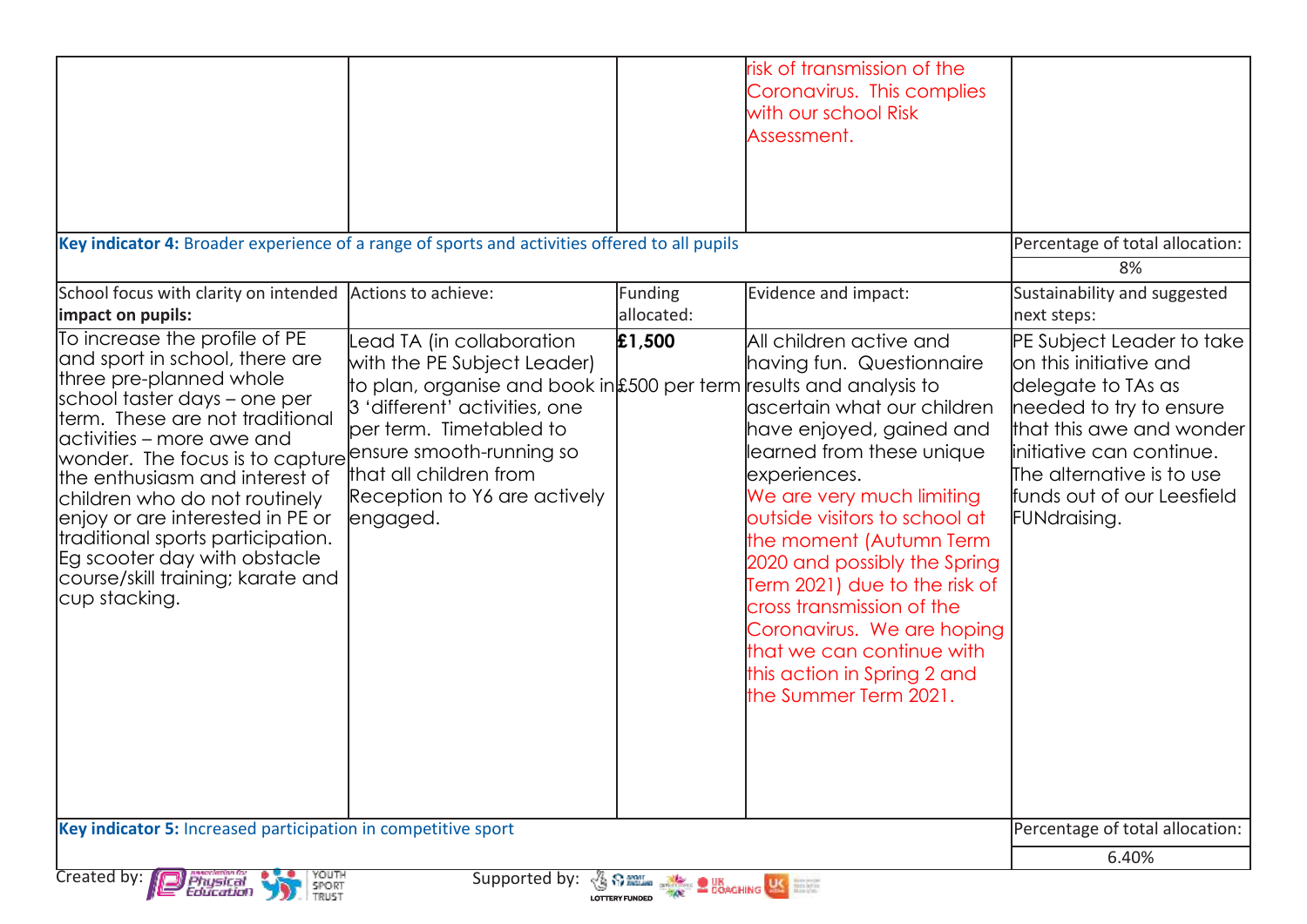| | | | | |
|---|---|---|---|---|
| | | | risk of transmission of the Coronavirus. This complies with our school Risk Assessment. | |
| **Key indicator 4:** Broader experience of a range of sports and activities offered to all pupils | | | | Percentage of total allocation: 8% |
| School focus with clarity on intended **impact on pupils:** | Actions to achieve: | Funding allocated: | Evidence and impact: | Sustainability and suggested next steps: |
| To increase the profile of PE and sport in school, there are three pre-planned whole school taster days – one per term. These are not traditional activities – more awe and wonder. The focus is to capture the enthusiasm and interest of children who do not routinely enjoy or are interested in PE or traditional sports participation. Eg scooter day with obstacle course/skill training; karate and cup stacking. | Lead TA (in collaboration with the PE Subject Leader) to plan, organise and book in 3 'different' activities, one per term. Timetabled to ensure smooth-running so that all children from Reception to Y6 are actively engaged. | **£1,500** £500 per term | All children active and having fun. Questionnaire results and analysis to ascertain what our children have enjoyed, gained and learned from these unique experiences. We are very much limiting outside visitors to school at the moment (Autumn Term 2020 and possibly the Spring Term 2021) due to the risk of cross transmission of the Coronavirus. We are hoping that we can continue with this action in Spring 2 and the Summer Term 2021. | PE Subject Leader to take on this initiative and delegate to TAs as needed to try to ensure that this awe and wonder initiative can continue. The alternative is to use funds out of our Leesfield FUNdraising. |
| **Key indicator 5:** Increased participation in competitive sport | | | | Percentage of total allocation: 6.40% |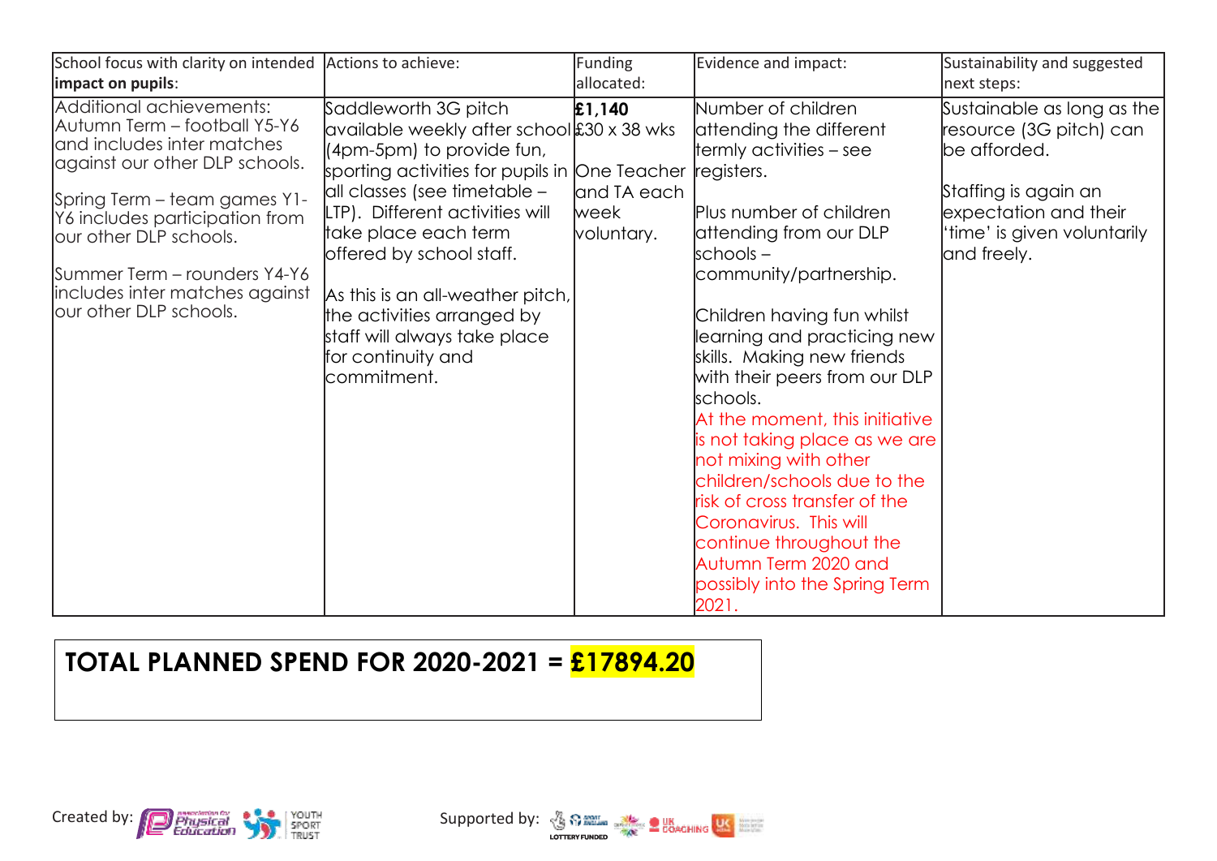| School focus with clarity on intended **impact on pupils**: | Actions to achieve: | Funding allocated: | Evidence and impact: | Sustainability and suggested next steps: |
|---|---|---|---|---|
| Additional achievements:<br>Autumn Term – football Y5-Y6 and includes inter matches against our other DLP schools.<br><br>Spring Term – team games Y1-Y6 includes participation from our other DLP schools.<br><br>Summer Term – rounders Y4-Y6 includes inter matches against our other DLP schools. | Saddleworth 3G pitch available weekly after school (4pm-5pm) to provide fun, sporting activities for pupils in all classes (see timetable – LTP). Different activities will take place each term offered by school staff.<br><br>As this is an all-weather pitch, the activities arranged by staff will always take place for continuity and commitment. | **£1,140**<br>£30 x 38 wks<br><br>One Teacher and TA each week voluntary. | Number of children attending the different termly activities – see registers.<br><br>Plus number of children attending from our DLP schools – community/partnership.<br><br>Children having fun whilst learning and practicing new skills. Making new friends with their peers from our DLP schools.<br>At the moment, this initiative is not taking place as we are not mixing with other children/schools due to the risk of cross transfer of the Coronavirus. This will continue throughout the Autumn Term 2020 and possibly into the Spring Term 2021. | Sustainable as long as the resource (3G pitch) can be afforded.<br><br>Staffing is again an expectation and their 'time' is given voluntarily and freely. |

**TOTAL PLANNED SPEND FOR 2020-2021 = £17894.20**

Created by: association for Physical Education, Youth Sport Trust

Supported by: Sport England, Lottery Funded, UK Coaching, UK Active